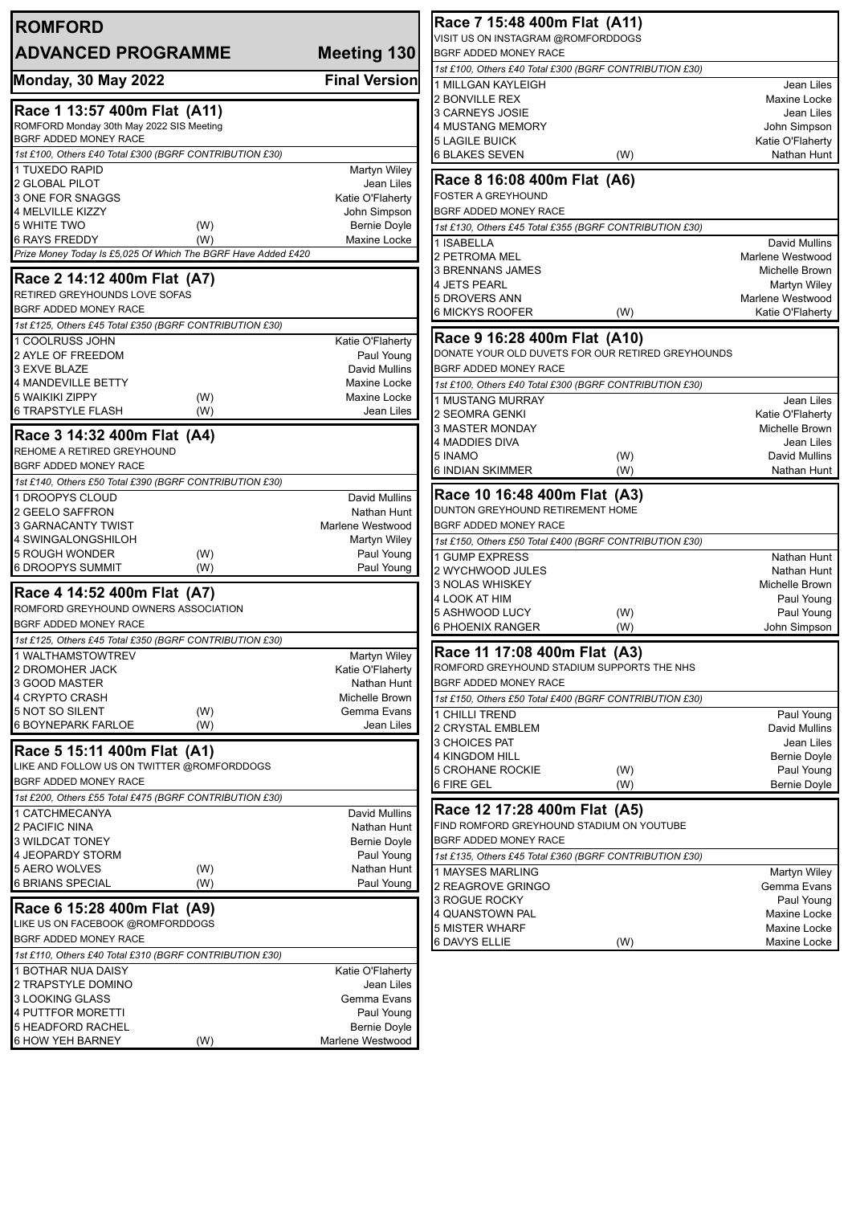# ROMFORD

## ADVANCED PROGRAMME — Meeting 130

**Monday, 30 May 2022** — **Final Version**

### Race 1 13:57 400m Flat (A11)

ROMFORD Monday 30th May 2022 SIS Meeting
BGRF ADDED MONEY RACE

*1st £100, Others £40 Total £300 (BGRF CONTRIBUTION £30)*

| Trap | Greyhound | | Trainer |
|---|---|---|---|
| 1 | TUXEDO RAPID | | Martyn Wiley |
| 2 | GLOBAL PILOT | | Jean Liles |
| 3 | ONE FOR SNAGGS | | Katie O'Flaherty |
| 4 | MELVILLE KIZZY | | John Simpson |
| 5 | WHITE TWO | (W) | Bernie Doyle |
| 6 | RAYS FREDDY | (W) | Maxine Locke |

*Prize Money Today Is £5,025 Of Which The BGRF Have Added £420*

### Race 2 14:12 400m Flat (A7)

RETIRED GREYHOUNDS LOVE SOFAS
BGRF ADDED MONEY RACE

*1st £125, Others £45 Total £350 (BGRF CONTRIBUTION £30)*

| Trap | Greyhound | | Trainer |
|---|---|---|---|
| 1 | COOLRUSS JOHN | | Katie O'Flaherty |
| 2 | AYLE OF FREEDOM | | Paul Young |
| 3 | EXVE BLAZE | | David Mullins |
| 4 | MANDEVILLE BETTY | | Maxine Locke |
| 5 | WAIKIKI ZIPPY | (W) | Maxine Locke |
| 6 | TRAPSTYLE FLASH | (W) | Jean Liles |

### Race 3 14:32 400m Flat (A4)

REHOME A RETIRED GREYHOUND
BGRF ADDED MONEY RACE

*1st £140, Others £50 Total £390 (BGRF CONTRIBUTION £30)*

| Trap | Greyhound | | Trainer |
|---|---|---|---|
| 1 | DROOPYS CLOUD | | David Mullins |
| 2 | GEELO SAFFRON | | Nathan Hunt |
| 3 | GARNACANTY TWIST | | Marlene Westwood |
| 4 | SWINGALONGSHILOH | | Martyn Wiley |
| 5 | ROUGH WONDER | (W) | Paul Young |
| 6 | DROOPYS SUMMIT | (W) | Paul Young |

### Race 4 14:52 400m Flat (A7)

ROMFORD GREYHOUND OWNERS ASSOCIATION
BGRF ADDED MONEY RACE

*1st £125, Others £45 Total £350 (BGRF CONTRIBUTION £30)*

| Trap | Greyhound | | Trainer |
|---|---|---|---|
| 1 | WALTHAMSTOWTREV | | Martyn Wiley |
| 2 | DROMOHER JACK | | Katie O'Flaherty |
| 3 | GOOD MASTER | | Nathan Hunt |
| 4 | CRYPTO CRASH | | Michelle Brown |
| 5 | NOT SO SILENT | (W) | Gemma Evans |
| 6 | BOYNEPARK FARLOE | (W) | Jean Liles |

### Race 5 15:11 400m Flat (A1)

LIKE AND FOLLOW US ON TWITTER @ROMFORDDOGS
BGRF ADDED MONEY RACE

*1st £200, Others £55 Total £475 (BGRF CONTRIBUTION £30)*

| Trap | Greyhound | | Trainer |
|---|---|---|---|
| 1 | CATCHMECANYA | | David Mullins |
| 2 | PACIFIC NINA | | Nathan Hunt |
| 3 | WILDCAT TONEY | | Bernie Doyle |
| 4 | JEOPARDY STORM | | Paul Young |
| 5 | AERO WOLVES | (W) | Nathan Hunt |
| 6 | BRIANS SPECIAL | (W) | Paul Young |

### Race 6 15:28 400m Flat (A9)

LIKE US ON FACEBOOK @ROMFORDDOGS
BGRF ADDED MONEY RACE

*1st £110, Others £40 Total £310 (BGRF CONTRIBUTION £30)*

| Trap | Greyhound | | Trainer |
|---|---|---|---|
| 1 | BOTHAR NUA DAISY | | Katie O'Flaherty |
| 2 | TRAPSTYLE DOMINO | | Jean Liles |
| 3 | LOOKING GLASS | | Gemma Evans |
| 4 | PUTTFOR MORETTI | | Paul Young |
| 5 | HEADFORD RACHEL | | Bernie Doyle |
| 6 | HOW YEH BARNEY | (W) | Marlene Westwood |

### Race 7 15:48 400m Flat (A11)

VISIT US ON INSTAGRAM @ROMFORDDOGS
BGRF ADDED MONEY RACE

*1st £100, Others £40 Total £300 (BGRF CONTRIBUTION £30)*

| Trap | Greyhound | | Trainer |
|---|---|---|---|
| 1 | MILLGAN KAYLEIGH | | Jean Liles |
| 2 | BONVILLE REX | | Maxine Locke |
| 3 | CARNEYS JOSIE | | Jean Liles |
| 4 | MUSTANG MEMORY | | John Simpson |
| 5 | LAGILE BUICK | | Katie O'Flaherty |
| 6 | BLAKES SEVEN | (W) | Nathan Hunt |

### Race 8 16:08 400m Flat (A6)

FOSTER A GREYHOUND
BGRF ADDED MONEY RACE

*1st £130, Others £45 Total £355 (BGRF CONTRIBUTION £30)*

| Trap | Greyhound | | Trainer |
|---|---|---|---|
| 1 | ISABELLA | | David Mullins |
| 2 | PETROMA MEL | | Marlene Westwood |
| 3 | BRENNANS JAMES | | Michelle Brown |
| 4 | JETS PEARL | | Martyn Wiley |
| 5 | DROVERS ANN | | Marlene Westwood |
| 6 | MICKYS ROOFER | (W) | Katie O'Flaherty |

### Race 9 16:28 400m Flat (A10)

DONATE YOUR OLD DUVETS FOR OUR RETIRED GREYHOUNDS
BGRF ADDED MONEY RACE

*1st £100, Others £40 Total £300 (BGRF CONTRIBUTION £30)*

| Trap | Greyhound | | Trainer |
|---|---|---|---|
| 1 | MUSTANG MURRAY | | Jean Liles |
| 2 | SEOMRA GENKI | | Katie O'Flaherty |
| 3 | MASTER MONDAY | | Michelle Brown |
| 4 | MADDIES DIVA | | Jean Liles |
| 5 | INAMO | (W) | David Mullins |
| 6 | INDIAN SKIMMER | (W) | Nathan Hunt |

### Race 10 16:48 400m Flat (A3)

DUNTON GREYHOUND RETIREMENT HOME
BGRF ADDED MONEY RACE

*1st £150, Others £50 Total £400 (BGRF CONTRIBUTION £30)*

| Trap | Greyhound | | Trainer |
|---|---|---|---|
| 1 | GUMP EXPRESS | | Nathan Hunt |
| 2 | WYCHWOOD JULES | | Nathan Hunt |
| 3 | NOLAS WHISKEY | | Michelle Brown |
| 4 | LOOK AT HIM | | Paul Young |
| 5 | ASHWOOD LUCY | (W) | Paul Young |
| 6 | PHOENIX RANGER | (W) | John Simpson |

### Race 11 17:08 400m Flat (A3)

ROMFORD GREYHOUND STADIUM SUPPORTS THE NHS
BGRF ADDED MONEY RACE

*1st £150, Others £50 Total £400 (BGRF CONTRIBUTION £30)*

| Trap | Greyhound | | Trainer |
|---|---|---|---|
| 1 | CHILLI TREND | | Paul Young |
| 2 | CRYSTAL EMBLEM | | David Mullins |
| 3 | CHOICES PAT | | Jean Liles |
| 4 | KINGDOM HILL | | Bernie Doyle |
| 5 | CROHANE ROCKIE | (W) | Paul Young |
| 6 | FIRE GEL | (W) | Bernie Doyle |

### Race 12 17:28 400m Flat (A5)

FIND ROMFORD GREYHOUND STADIUM ON YOUTUBE
BGRF ADDED MONEY RACE

*1st £135, Others £45 Total £360 (BGRF CONTRIBUTION £30)*

| Trap | Greyhound | | Trainer |
|---|---|---|---|
| 1 | MAYSES MARLING | | Martyn Wiley |
| 2 | REAGROVE GRINGO | | Gemma Evans |
| 3 | ROGUE ROCKY | | Paul Young |
| 4 | QUANSTOWN PAL | | Maxine Locke |
| 5 | MISTER WHARF | | Maxine Locke |
| 6 | DAVYS ELLIE | (W) | Maxine Locke |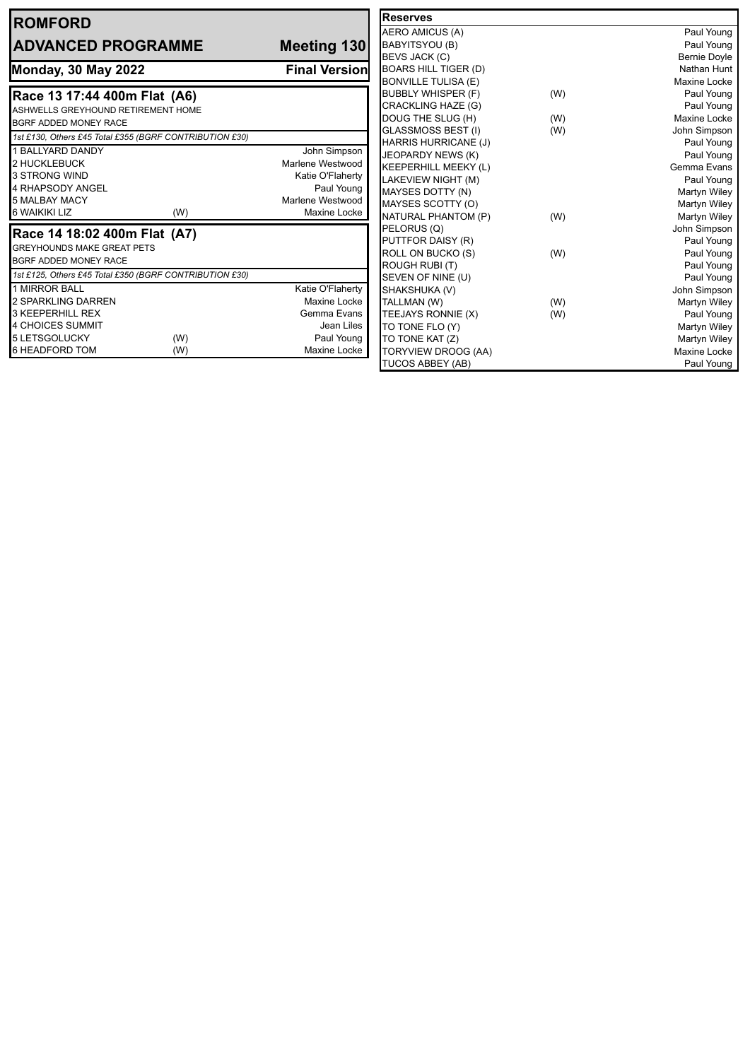# ROMFORD

## ADVANCED PROGRAMME — Meeting 130

**Monday, 30 May 2022** — **Final Version**

### Race 13 17:44 400m Flat (A6)

ASHWELLS GREYHOUND RETIREMENT HOME
BGRF ADDED MONEY RACE

*1st £130, Others £45 Total £355 (BGRF CONTRIBUTION £30)*

| | | |
|---|---|---|
| 1 BALLYARD DANDY | | John Simpson |
| 2 HUCKLEBUCK | | Marlene Westwood |
| 3 STRONG WIND | | Katie O'Flaherty |
| 4 RHAPSODY ANGEL | | Paul Young |
| 5 MALBAY MACY | | Marlene Westwood |
| 6 WAIKIKI LIZ | (W) | Maxine Locke |

### Race 14 18:02 400m Flat (A7)

GREYHOUNDS MAKE GREAT PETS
BGRF ADDED MONEY RACE

*1st £125, Others £45 Total £350 (BGRF CONTRIBUTION £30)*

| | | |
|---|---|---|
| 1 MIRROR BALL | | Katie O'Flaherty |
| 2 SPARKLING DARREN | | Maxine Locke |
| 3 KEEPERHILL REX | | Gemma Evans |
| 4 CHOICES SUMMIT | | Jean Liles |
| 5 LETSGOLUCKY | (W) | Paul Young |
| 6 HEADFORD TOM | (W) | Maxine Locke |

### Reserves

| | | |
|---|---|---|
| AERO AMICUS (A) | | Paul Young |
| BABYITSYOU (B) | | Paul Young |
| BEVS JACK (C) | | Bernie Doyle |
| BOARS HILL TIGER (D) | | Nathan Hunt |
| BONVILLE TULISA (E) | | Maxine Locke |
| BUBBLY WHISPER (F) | (W) | Paul Young |
| CRACKLING HAZE (G) | | Paul Young |
| DOUG THE SLUG (H) | (W) | Maxine Locke |
| GLASSMOSS BEST (I) | (W) | John Simpson |
| HARRIS HURRICANE (J) | | Paul Young |
| JEOPARDY NEWS (K) | | Paul Young |
| KEEPERHILL MEEKY (L) | | Gemma Evans |
| LAKEVIEW NIGHT (M) | | Paul Young |
| MAYSES DOTTY (N) | | Martyn Wiley |
| MAYSES SCOTTY (O) | | Martyn Wiley |
| NATURAL PHANTOM (P) | (W) | Martyn Wiley |
| PELORUS (Q) | | John Simpson |
| PUTTFOR DAISY (R) | | Paul Young |
| ROLL ON BUCKO (S) | (W) | Paul Young |
| ROUGH RUBI (T) | | Paul Young |
| SEVEN OF NINE (U) | | Paul Young |
| SHAKSHUKA (V) | | John Simpson |
| TALLMAN (W) | (W) | Martyn Wiley |
| TEEJAYS RONNIE (X) | (W) | Paul Young |
| TO TONE FLO (Y) | | Martyn Wiley |
| TO TONE KAT (Z) | | Martyn Wiley |
| TORYVIEW DROOG (AA) | | Maxine Locke |
| TUCOS ABBEY (AB) | | Paul Young |